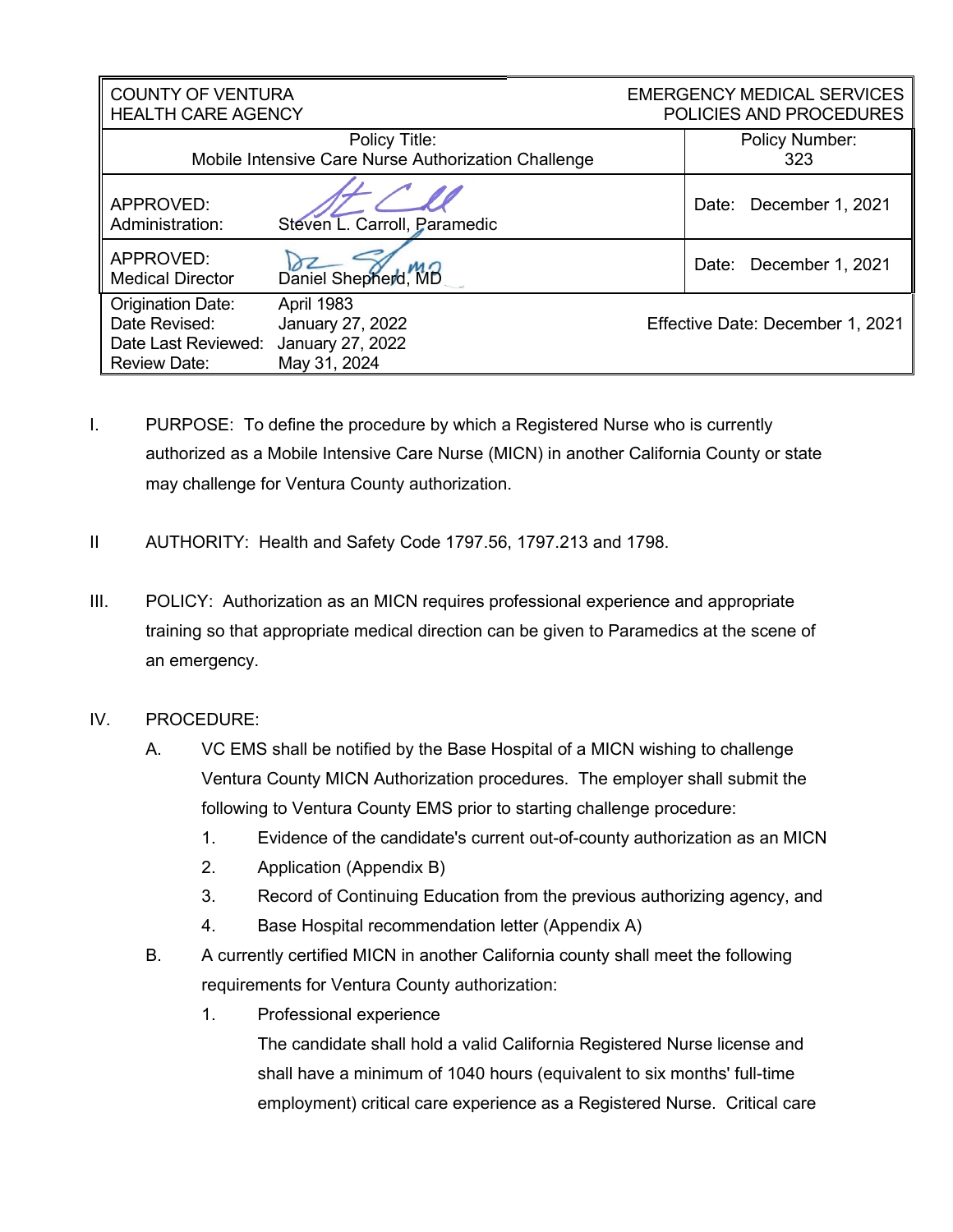| | |
|---|---|
| COUNTY OF VENTURA<br>HEALTH CARE AGENCY | EMERGENCY MEDICAL SERVICES<br>POLICIES AND PROCEDURES |
| Policy Title:<br>Mobile Intensive Care Nurse Authorization Challenge | Policy Number:<br>323 |
| APPROVED:<br>Administration: Steven L. Carroll, Paramedic | Date: December 1, 2021 |
| APPROVED:<br>Medical Director Daniel Shepherd, MD | Date: December 1, 2021 |
| Origination Date: April 1983<br>Date Revised: January 27, 2022<br>Date Last Reviewed: January 27, 2022<br>Review Date: May 31, 2024 | Effective Date: December 1, 2021 |

I. PURPOSE: To define the procedure by which a Registered Nurse who is currently authorized as a Mobile Intensive Care Nurse (MICN) in another California County or state may challenge for Ventura County authorization.

II AUTHORITY: Health and Safety Code 1797.56, 1797.213 and 1798.

III. POLICY: Authorization as an MICN requires professional experience and appropriate training so that appropriate medical direction can be given to Paramedics at the scene of an emergency.

IV. PROCEDURE:

A. VC EMS shall be notified by the Base Hospital of a MICN wishing to challenge Ventura County MICN Authorization procedures. The employer shall submit the following to Ventura County EMS prior to starting challenge procedure:

1. Evidence of the candidate's current out-of-county authorization as an MICN
2. Application (Appendix B)
3. Record of Continuing Education from the previous authorizing agency, and
4. Base Hospital recommendation letter (Appendix A)

B. A currently certified MICN in another California county shall meet the following requirements for Ventura County authorization:

1. Professional experience

   The candidate shall hold a valid California Registered Nurse license and shall have a minimum of 1040 hours (equivalent to six months' full-time employment) critical care experience as a Registered Nurse. Critical care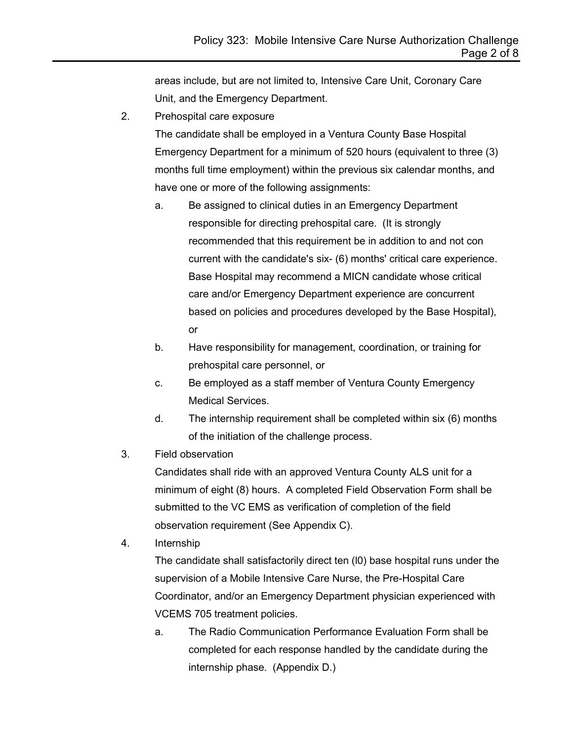areas include, but are not limited to, Intensive Care Unit, Coronary Care Unit, and the Emergency Department.

2. Prehospital care exposure

   The candidate shall be employed in a Ventura County Base Hospital Emergency Department for a minimum of 520 hours (equivalent to three (3) months full time employment) within the previous six calendar months, and have one or more of the following assignments:

   a. Be assigned to clinical duties in an Emergency Department responsible for directing prehospital care. (It is strongly recommended that this requirement be in addition to and not con current with the candidate's six- (6) months' critical care experience. Base Hospital may recommend a MICN candidate whose critical care and/or Emergency Department experience are concurrent based on policies and procedures developed by the Base Hospital), or

   b. Have responsibility for management, coordination, or training for prehospital care personnel, or

   c. Be employed as a staff member of Ventura County Emergency Medical Services.

   d. The internship requirement shall be completed within six (6) months of the initiation of the challenge process.

3. Field observation

   Candidates shall ride with an approved Ventura County ALS unit for a minimum of eight (8) hours. A completed Field Observation Form shall be submitted to the VC EMS as verification of completion of the field observation requirement (See Appendix C).

4. Internship

   The candidate shall satisfactorily direct ten (l0) base hospital runs under the supervision of a Mobile Intensive Care Nurse, the Pre-Hospital Care Coordinator, and/or an Emergency Department physician experienced with VCEMS 705 treatment policies.

   a. The Radio Communication Performance Evaluation Form shall be completed for each response handled by the candidate during the internship phase. (Appendix D.)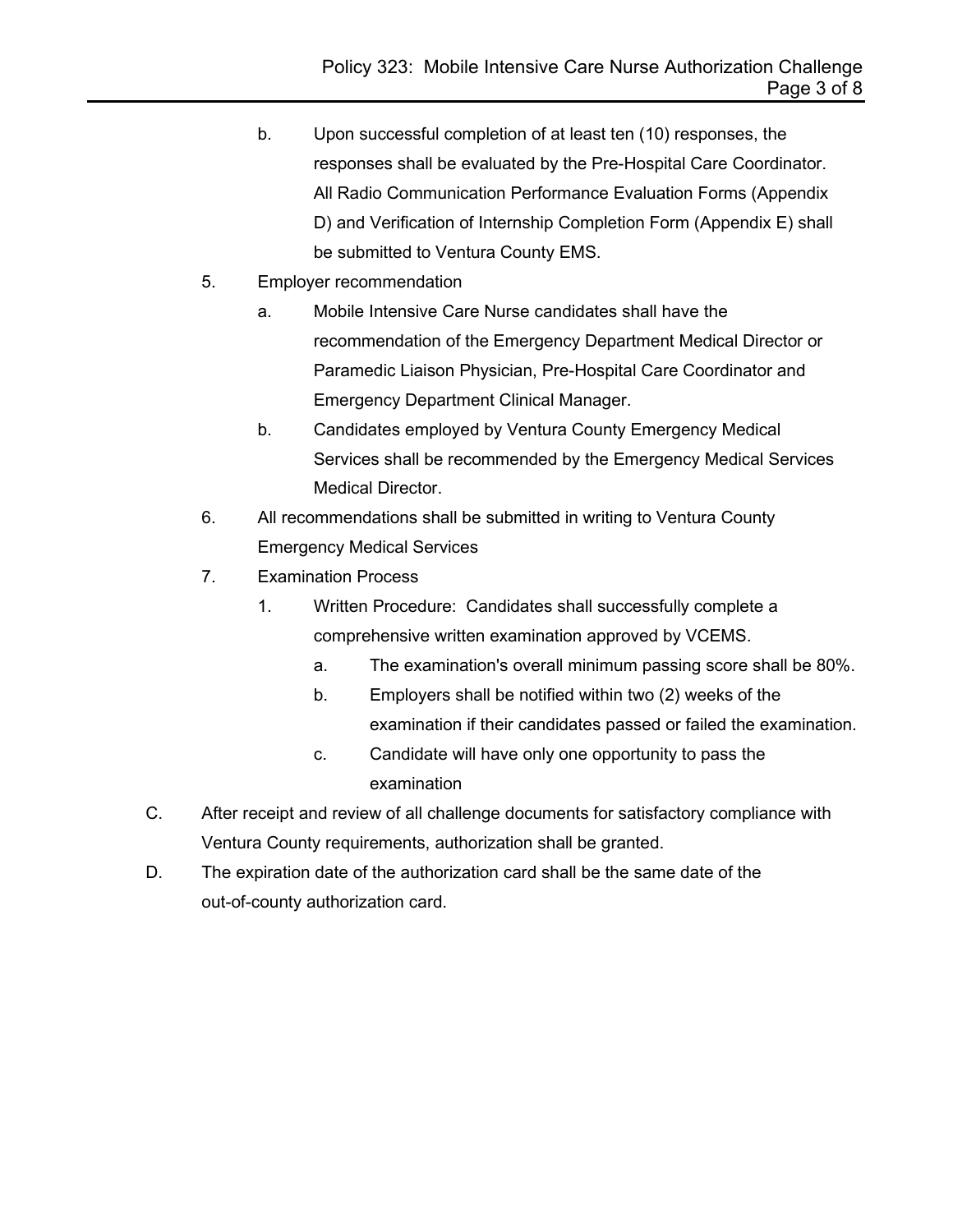b. Upon successful completion of at least ten (10) responses, the responses shall be evaluated by the Pre-Hospital Care Coordinator. All Radio Communication Performance Evaluation Forms (Appendix D) and Verification of Internship Completion Form (Appendix E) shall be submitted to Ventura County EMS.

5. Employer recommendation
   a. Mobile Intensive Care Nurse candidates shall have the recommendation of the Emergency Department Medical Director or Paramedic Liaison Physician, Pre-Hospital Care Coordinator and Emergency Department Clinical Manager.
   b. Candidates employed by Ventura County Emergency Medical Services shall be recommended by the Emergency Medical Services Medical Director.
6. All recommendations shall be submitted in writing to Ventura County Emergency Medical Services
7. Examination Process
   1. Written Procedure: Candidates shall successfully complete a comprehensive written examination approved by VCEMS.
      a. The examination's overall minimum passing score shall be 80%.
      b. Employers shall be notified within two (2) weeks of the examination if their candidates passed or failed the examination.
      c. Candidate will have only one opportunity to pass the examination

C. After receipt and review of all challenge documents for satisfactory compliance with Ventura County requirements, authorization shall be granted.

D. The expiration date of the authorization card shall be the same date of the out-of-county authorization card.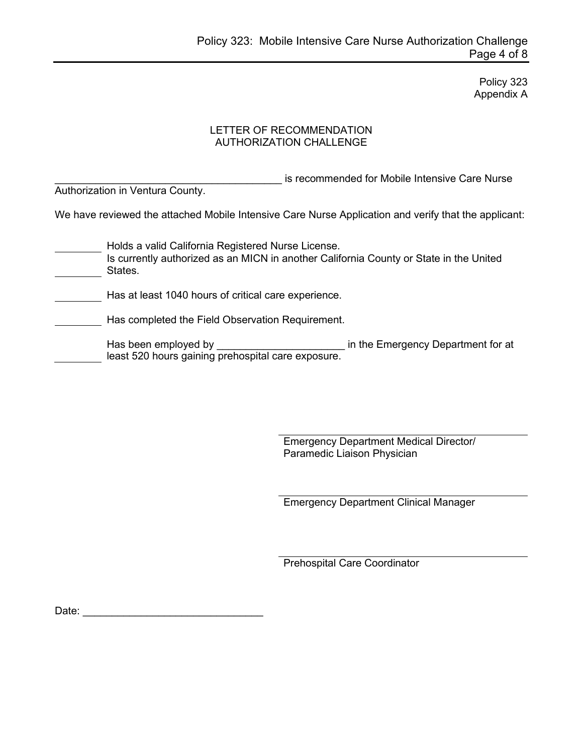Policy 323
Appendix A

# LETTER OF RECOMMENDATION
# AUTHORIZATION CHALLENGE

________________________________________ is recommended for Mobile Intensive Care Nurse Authorization in Ventura County.

We have reviewed the attached Mobile Intensive Care Nurse Application and verify that the applicant:

________ Holds a valid California Registered Nurse License.

________ Is currently authorized as an MICN in another California County or State in the United States.

________ Has at least 1040 hours of critical care experience.

________ Has completed the Field Observation Requirement.

________ Has been employed by ______________________ in the Emergency Department for at least 520 hours gaining prehospital care exposure.

____________________________________
Emergency Department Medical Director/
Paramedic Liaison Physician

____________________________________
Emergency Department Clinical Manager

____________________________________
Prehospital Care Coordinator

Date: ______________________________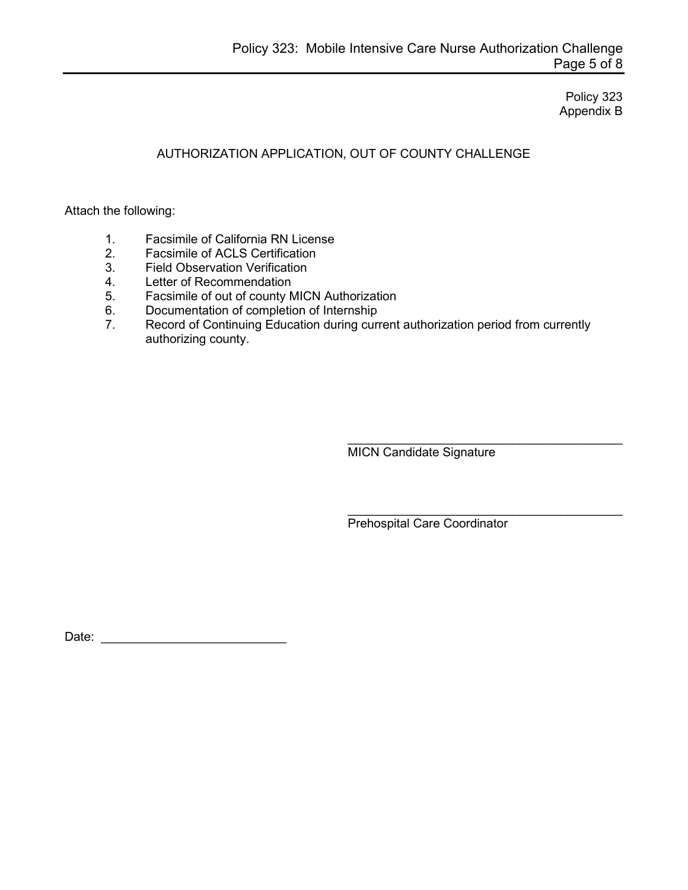Policy 323
Appendix B

## AUTHORIZATION APPLICATION, OUT OF COUNTY CHALLENGE

Attach the following:

1. Facsimile of California RN License
2. Facsimile of ACLS Certification
3. Field Observation Verification
4. Letter of Recommendation
5. Facsimile of out of county MICN Authorization
6. Documentation of completion of Internship
7. Record of Continuing Education during current authorization period from currently authorizing county.

\_\_\_\_\_\_\_\_\_\_\_\_\_\_\_\_\_\_\_\_\_\_\_\_\_\_\_\_\_\_\_\_\_\_\_\_\_\_\_\_
MICN Candidate Signature

\_\_\_\_\_\_\_\_\_\_\_\_\_\_\_\_\_\_\_\_\_\_\_\_\_\_\_\_\_\_\_\_\_\_\_\_\_\_\_\_
Prehospital Care Coordinator

Date: \_\_\_\_\_\_\_\_\_\_\_\_\_\_\_\_\_\_\_\_\_\_\_\_\_\_\_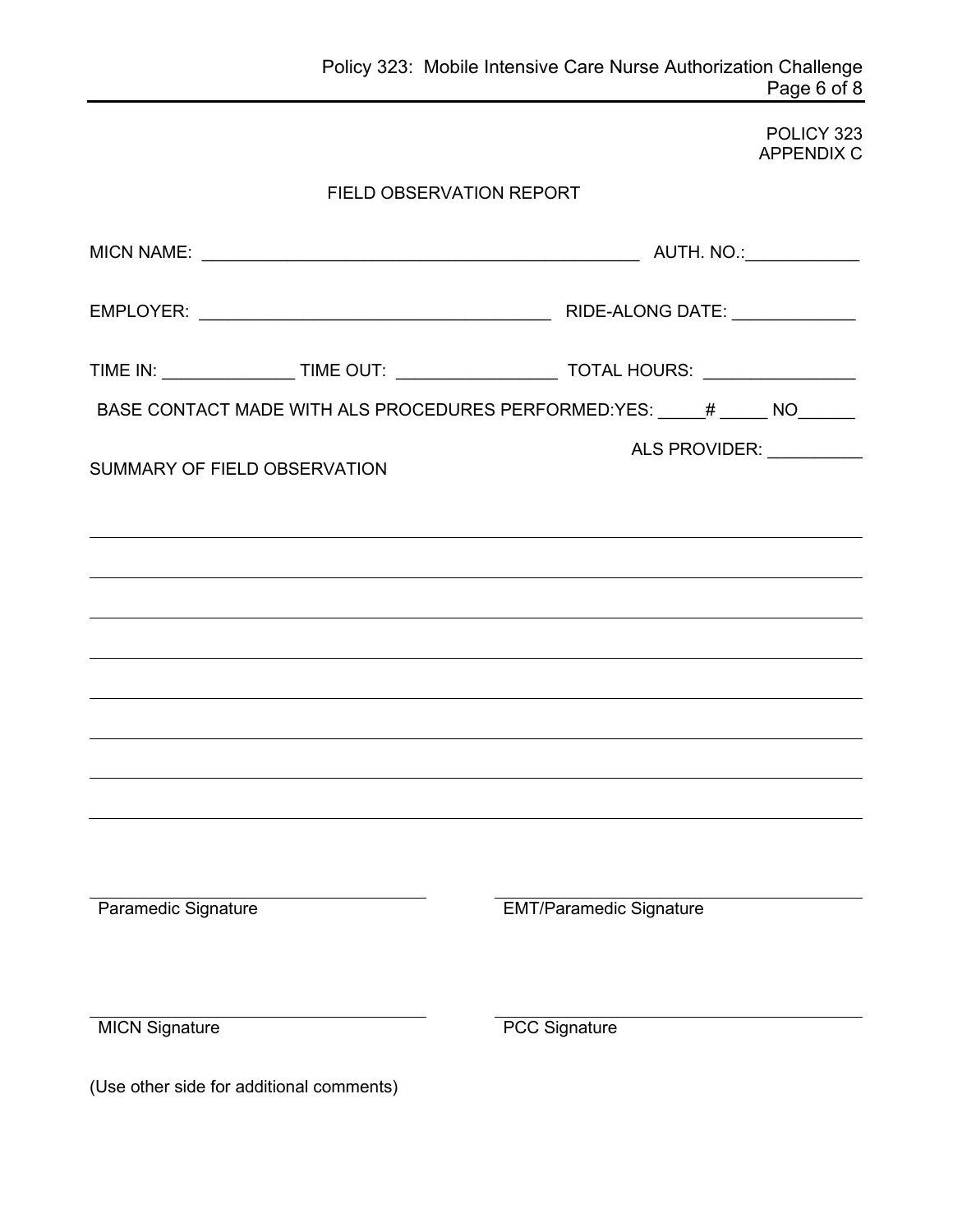POLICY 323
APPENDIX C

# FIELD OBSERVATION REPORT

MICN NAME: _______________________________________________ AUTH. NO.:____________

EMPLOYER: _____________________________________ RIDE-ALONG DATE: _____________

TIME IN: ______________ TIME OUT: _________________ TOTAL HOURS: ________________

BASE CONTACT MADE WITH ALS PROCEDURES PERFORMED:YES: _____# _____ NO______

ALS PROVIDER: __________

SUMMARY OF FIELD OBSERVATION

______________________________________________________________________________

______________________________________________________________________________

______________________________________________________________________________

______________________________________________________________________________

______________________________________________________________________________

______________________________________________________________________________

______________________________________________________________________________

______________________________________________________________________________

______________________________ Paramedic Signature

______________________________ EMT/Paramedic Signature

______________________________ MICN Signature

______________________________ PCC Signature

(Use other side for additional comments)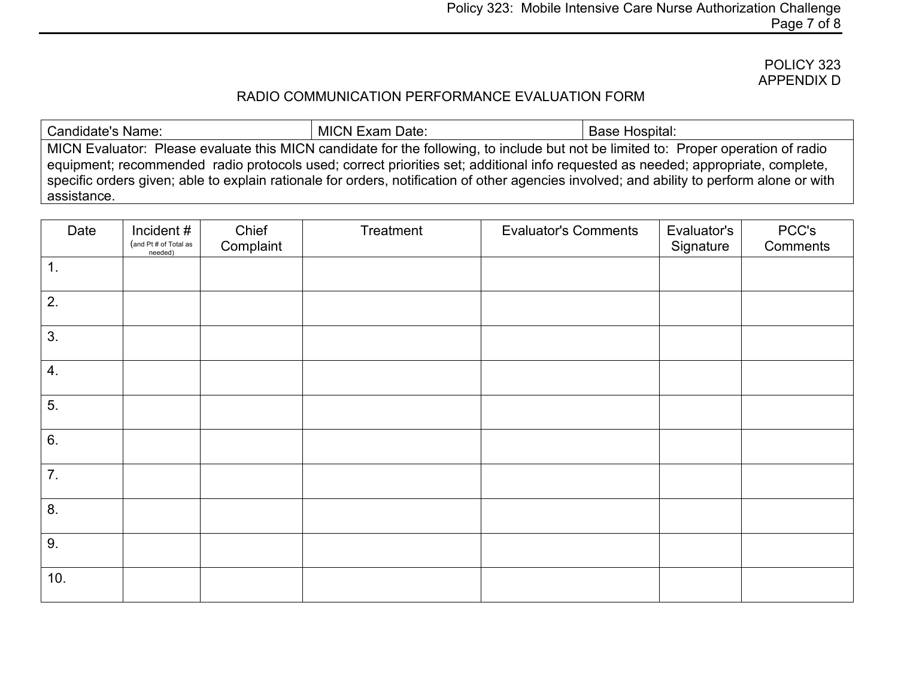POLICY 323
APPENDIX D

## RADIO COMMUNICATION PERFORMANCE EVALUATION FORM

| Candidate's Name: | MICN Exam Date: | Base Hospital: |
|---|---|---|
| MICN Evaluator: Please evaluate this MICN candidate for the following, to include but not be limited to: Proper operation of radio equipment; recommended radio protocols used; correct priorities set; additional info requested as needed; appropriate, complete, specific orders given; able to explain rationale for orders, notification of other agencies involved; and ability to perform alone or with assistance. | | |

| Date | Incident # (and Pt # of Total as needed) | Chief Complaint | Treatment | Evaluator's Comments | Evaluator's Signature | PCC's Comments |
|---|---|---|---|---|---|---|
| 1. | | | | | | |
| 2. | | | | | | |
| 3. | | | | | | |
| 4. | | | | | | |
| 5. | | | | | | |
| 6. | | | | | | |
| 7. | | | | | | |
| 8. | | | | | | |
| 9. | | | | | | |
| 10. | | | | | | |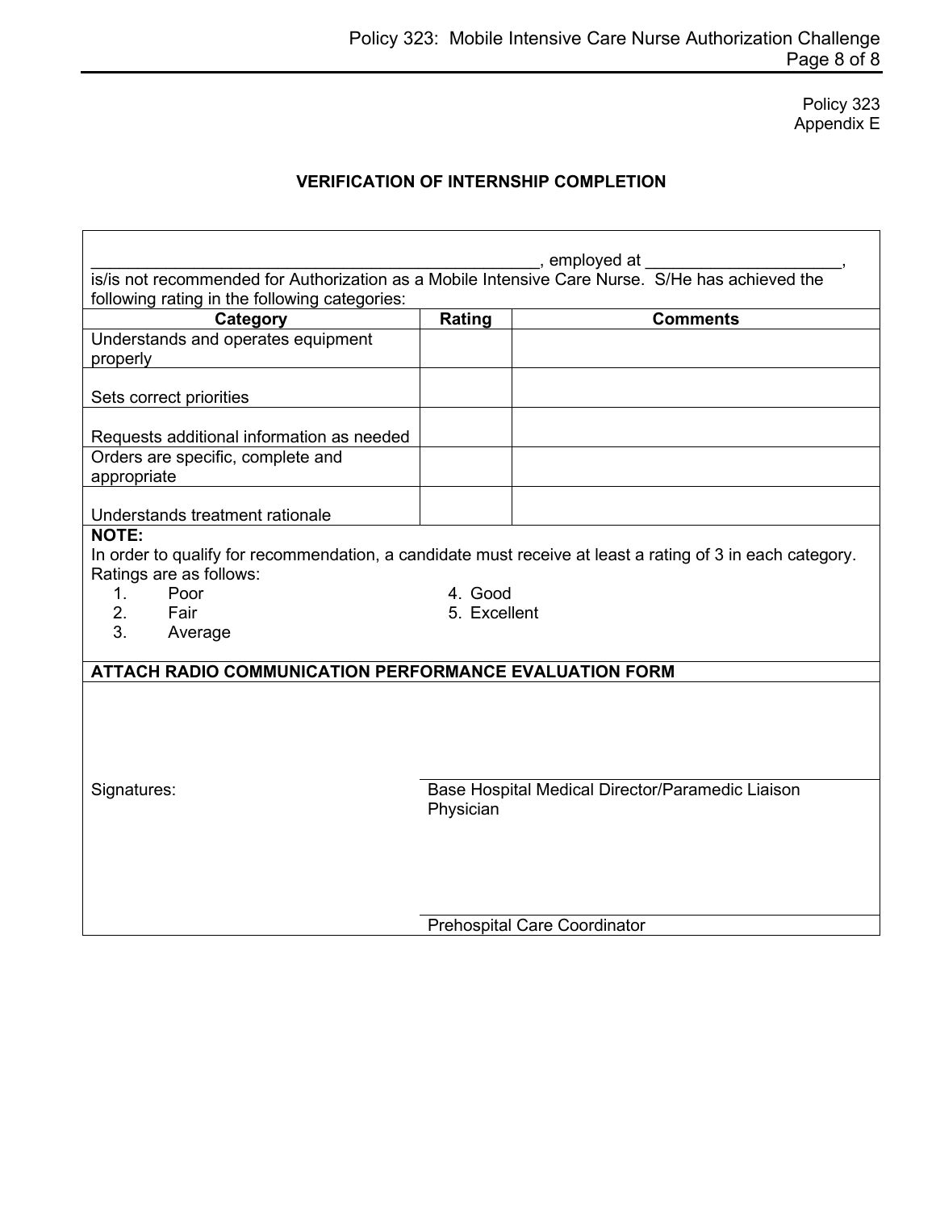Policy 323
Appendix E

## VERIFICATION OF INTERNSHIP COMPLETION

__________________________________________________, employed at ____________________,
is/is not recommended for Authorization as a Mobile Intensive Care Nurse. S/He has achieved the following rating in the following categories:

| Category | Rating | Comments |
|---|---|---|
| Understands and operates equipment properly | | |
| Sets correct priorities | | |
| Requests additional information as needed | | |
| Orders are specific, complete and appropriate | | |
| Understands treatment rationale | | |

**NOTE:**
In order to qualify for recommendation, a candidate must receive at least a rating of 3 in each category. Ratings are as follows:

1. Poor
2. Fair
3. Average
4. Good
5. Excellent

**ATTACH RADIO COMMUNICATION PERFORMANCE EVALUATION FORM**

Signatures:

______________________________
Base Hospital Medical Director/Paramedic Liaison Physician

______________________________
Prehospital Care Coordinator